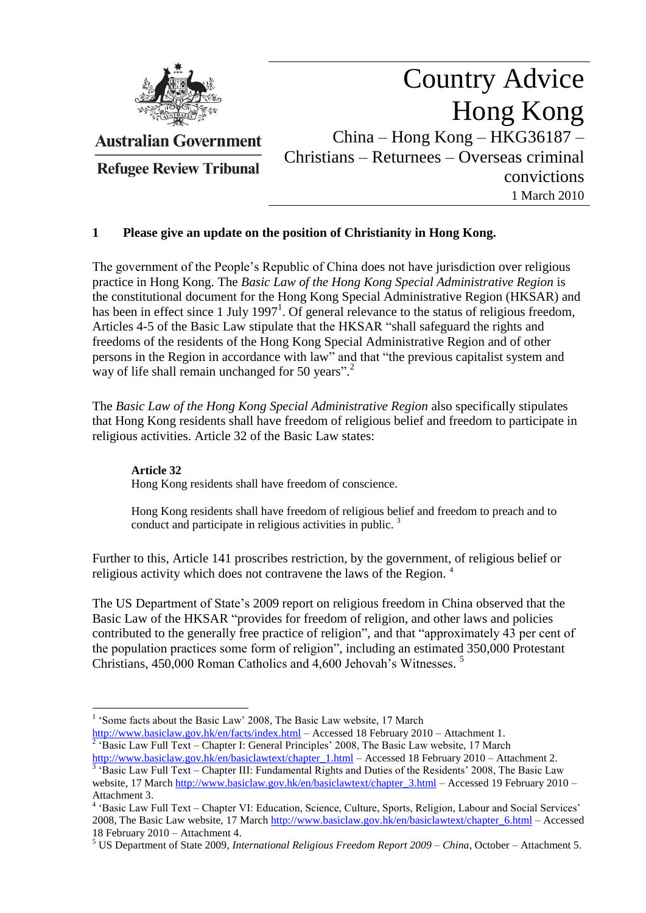Australian Government

Refugee Review Tribunal

# Country Advice Hong Kong

China – Hong Kong – HKG36187 – Christians – Returnees – Overseas criminal convictions

1 March 2010

## 1 Please give an update on the position of Christianity in Hong Kong.

The government of the People's Republic of China does not have jurisdiction over religious practice in Hong Kong. The *Basic Law of the Hong Kong Special Administrative Region* is the constitutional document for the Hong Kong Special Administrative Region (HKSAR) and has been in effect since 1 July 1997[1]. Of general relevance to the status of religious freedom, Articles 4-5 of the Basic Law stipulate that the HKSAR "shall safeguard the rights and freedoms of the residents of the Hong Kong Special Administrative Region and of other persons in the Region in accordance with law" and that "the previous capitalist system and way of life shall remain unchanged for 50 years".[2]

The *Basic Law of the Hong Kong Special Administrative Region* also specifically stipulates that Hong Kong residents shall have freedom of religious belief and freedom to participate in religious activities. Article 32 of the Basic Law states:

> **Article 32**
> Hong Kong residents shall have freedom of conscience.
>
> Hong Kong residents shall have freedom of religious belief and freedom to preach and to conduct and participate in religious activities in public. [3]

Further to this, Article 141 proscribes restriction, by the government, of religious belief or religious activity which does not contravene the laws of the Region. [4]

The US Department of State's 2009 report on religious freedom in China observed that the Basic Law of the HKSAR "provides for freedom of religion, and other laws and policies contributed to the generally free practice of religion", and that "approximately 43 per cent of the population practices some form of religion", including an estimated 350,000 Protestant Christians, 450,000 Roman Catholics and 4,600 Jehovah's Witnesses. [5]

---

[1] 'Some facts about the Basic Law' 2008, The Basic Law website, 17 March http://www.basiclaw.gov.hk/en/facts/index.html – Accessed 18 February 2010 – Attachment 1.

[2] 'Basic Law Full Text – Chapter I: General Principles' 2008, The Basic Law website, 17 March http://www.basiclaw.gov.hk/en/basiclawtext/chapter_1.html – Accessed 18 February 2010 – Attachment 2.

[3] 'Basic Law Full Text – Chapter III: Fundamental Rights and Duties of the Residents' 2008, The Basic Law website, 17 March http://www.basiclaw.gov.hk/en/basiclawtext/chapter_3.html – Accessed 19 February 2010 – Attachment 3.

[4] 'Basic Law Full Text – Chapter VI: Education, Science, Culture, Sports, Religion, Labour and Social Services' 2008, The Basic Law website, 17 March http://www.basiclaw.gov.hk/en/basiclawtext/chapter_6.html – Accessed 18 February 2010 – Attachment 4.

[5] US Department of State 2009, *International Religious Freedom Report 2009 – China*, October – Attachment 5.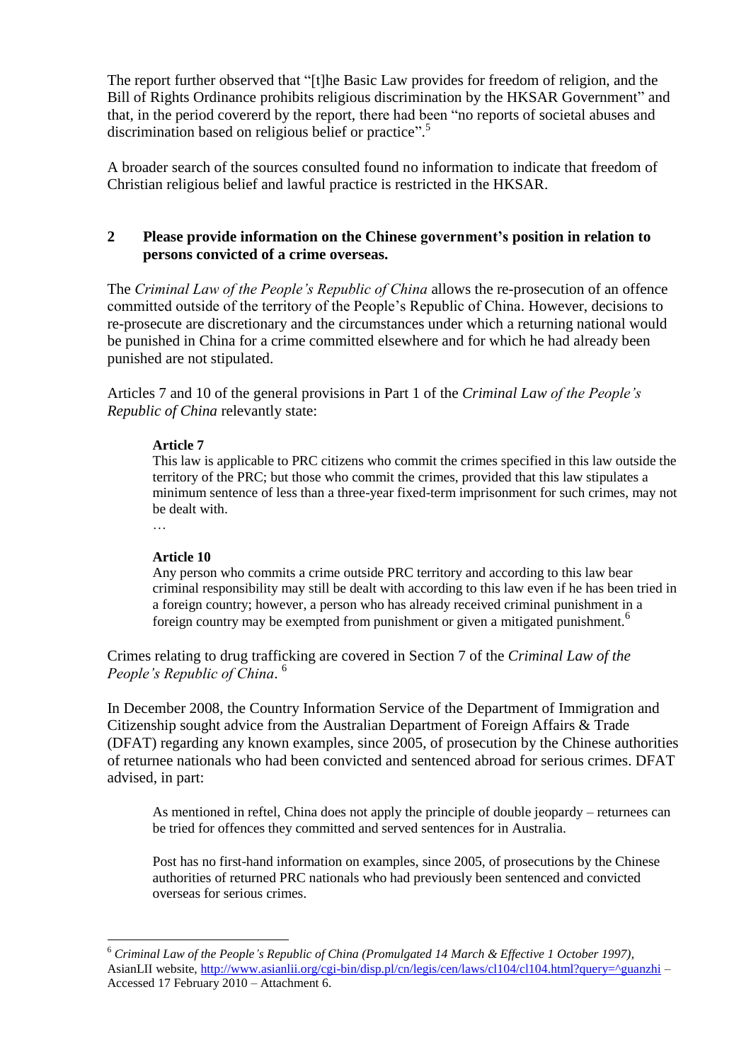The report further observed that "[t]he Basic Law provides for freedom of religion, and the Bill of Rights Ordinance prohibits religious discrimination by the HKSAR Government" and that, in the period covererd by the report, there had been "no reports of societal abuses and discrimination based on religious belief or practice".[5]

A broader search of the sources consulted found no information to indicate that freedom of Christian religious belief and lawful practice is restricted in the HKSAR.

## 2 Please provide information on the Chinese government's position in relation to persons convicted of a crime overseas.

The *Criminal Law of the People's Republic of China* allows the re-prosecution of an offence committed outside of the territory of the People's Republic of China. However, decisions to re-prosecute are discretionary and the circumstances under which a returning national would be punished in China for a crime committed elsewhere and for which he had already been punished are not stipulated.

Articles 7 and 10 of the general provisions in Part 1 of the *Criminal Law of the People's Republic of China* relevantly state:

> **Article 7**
> This law is applicable to PRC citizens who commit the crimes specified in this law outside the territory of the PRC; but those who commit the crimes, provided that this law stipulates a minimum sentence of less than a three-year fixed-term imprisonment for such crimes, may not be dealt with.
> …
>
> **Article 10**
> Any person who commits a crime outside PRC territory and according to this law bear criminal responsibility may still be dealt with according to this law even if he has been tried in a foreign country; however, a person who has already received criminal punishment in a foreign country may be exempted from punishment or given a mitigated punishment.[6]

Crimes relating to drug trafficking are covered in Section 7 of the *Criminal Law of the People's Republic of China*. [6]

In December 2008, the Country Information Service of the Department of Immigration and Citizenship sought advice from the Australian Department of Foreign Affairs & Trade (DFAT) regarding any known examples, since 2005, of prosecution by the Chinese authorities of returnee nationals who had been convicted and sentenced abroad for serious crimes. DFAT advised, in part:

> As mentioned in reftel, China does not apply the principle of double jeopardy – returnees can be tried for offences they committed and served sentences for in Australia.
>
> Post has no first-hand information on examples, since 2005, of prosecutions by the Chinese authorities of returned PRC nationals who had previously been sentenced and convicted overseas for serious crimes.

---

[6] *Criminal Law of the People's Republic of China (Promulgated 14 March & Effective 1 October 1997)*, AsianLII website, http://www.asianlii.org/cgi-bin/disp.pl/cn/legis/cen/laws/cl104/cl104.html?query=^guanzhi – Accessed 17 February 2010 – Attachment 6.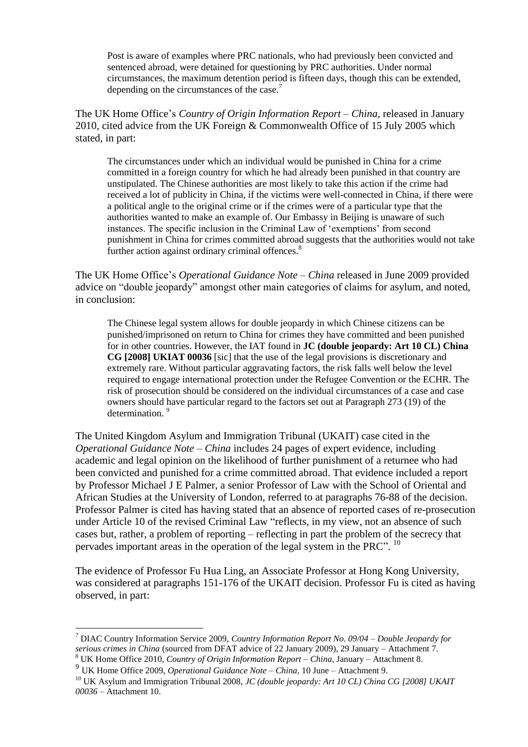> Post is aware of examples where PRC nationals, who had previously been convicted and sentenced abroad, were detained for questioning by PRC authorities. Under normal circumstances, the maximum detention period is fifteen days, though this can be extended, depending on the circumstances of the case.[7]

The UK Home Office's *Country of Origin Information Report – China*, released in January 2010, cited advice from the UK Foreign & Commonwealth Office of 15 July 2005 which stated, in part:

> The circumstances under which an individual would be punished in China for a crime committed in a foreign country for which he had already been punished in that country are unstipulated. The Chinese authorities are most likely to take this action if the crime had received a lot of publicity in China, if the victims were well-connected in China, if there were a political angle to the original crime or if the crimes were of a particular type that the authorities wanted to make an example of. Our Embassy in Beijing is unaware of such instances. The specific inclusion in the Criminal Law of 'exemptions' from second punishment in China for crimes committed abroad suggests that the authorities would not take further action against ordinary criminal offences.[8]

The UK Home Office's *Operational Guidance Note – China* released in June 2009 provided advice on "double jeopardy" amongst other main categories of claims for asylum, and noted, in conclusion:

> The Chinese legal system allows for double jeopardy in which Chinese citizens can be punished/imprisoned on return to China for crimes they have committed and been punished for in other countries. However, the IAT found in **JC (double jeopardy: Art 10 CL) China CG [2008] UKIAT 00036** [sic] that the use of the legal provisions is discretionary and extremely rare. Without particular aggravating factors, the risk falls well below the level required to engage international protection under the Refugee Convention or the ECHR. The risk of prosecution should be considered on the individual circumstances of a case and case owners should have particular regard to the factors set out at Paragraph 273 (19) of the determination.[9]

The United Kingdom Asylum and Immigration Tribunal (UKAIT) case cited in the *Operational Guidance Note – China* includes 24 pages of expert evidence, including academic and legal opinion on the likelihood of further punishment of a returnee who had been convicted and punished for a crime committed abroad. That evidence included a report by Professor Michael J E Palmer, a senior Professor of Law with the School of Oriental and African Studies at the University of London, referred to at paragraphs 76-88 of the decision. Professor Palmer is cited has having stated that an absence of reported cases of re-prosecution under Article 10 of the revised Criminal Law "reflects, in my view, not an absence of such cases but, rather, a problem of reporting – reflecting in part the problem of the secrecy that pervades important areas in the operation of the legal system in the PRC".[10]

The evidence of Professor Fu Hua Ling, an Associate Professor at Hong Kong University, was considered at paragraphs 151-176 of the UKAIT decision. Professor Fu is cited as having observed, in part:

---

[7] DIAC Country Information Service 2009, *Country Information Report No. 09/04 – Double Jeopardy for serious crimes in China* (sourced from DFAT advice of 22 January 2009), 29 January – Attachment 7.

[8] UK Home Office 2010, *Country of Origin Information Report – China*, January – Attachment 8.

[9] UK Home Office 2009, *Operational Guidance Note – China*, 10 June – Attachment 9.

[10] UK Asylum and Immigration Tribunal 2008, *JC (double jeopardy: Art 10 CL) China CG [2008] UKAIT 00036* – Attachment 10.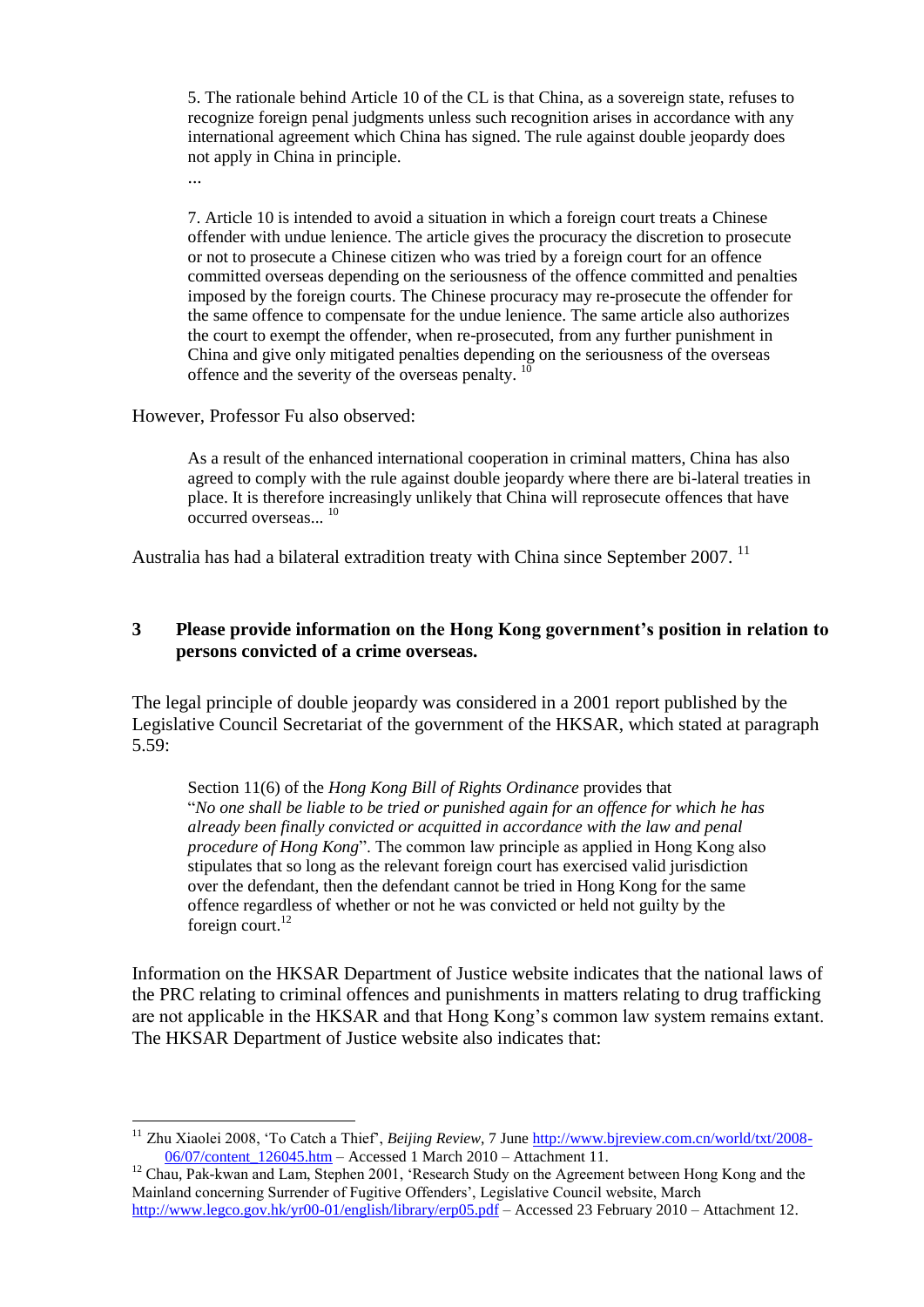> 5. The rationale behind Article 10 of the CL is that China, as a sovereign state, refuses to recognize foreign penal judgments unless such recognition arises in accordance with any international agreement which China has signed. The rule against double jeopardy does not apply in China in principle.
>
> ...
>
> 7. Article 10 is intended to avoid a situation in which a foreign court treats a Chinese offender with undue lenience. The article gives the procuracy the discretion to prosecute or not to prosecute a Chinese citizen who was tried by a foreign court for an offence committed overseas depending on the seriousness of the offence committed and penalties imposed by the foreign courts. The Chinese procuracy may re-prosecute the offender for the same offence to compensate for the undue lenience. The same article also authorizes the court to exempt the offender, when re-prosecuted, from any further punishment in China and give only mitigated penalties depending on the seriousness of the overseas offence and the severity of the overseas penalty. [10]

However, Professor Fu also observed:

> As a result of the enhanced international cooperation in criminal matters, China has also agreed to comply with the rule against double jeopardy where there are bi-lateral treaties in place. It is therefore increasingly unlikely that China will reprosecute offences that have occurred overseas... [10]

Australia has had a bilateral extradition treaty with China since September 2007. [11]

## 3 Please provide information on the Hong Kong government's position in relation to persons convicted of a crime overseas.

The legal principle of double jeopardy was considered in a 2001 report published by the Legislative Council Secretariat of the government of the HKSAR, which stated at paragraph 5.59:

> Section 11(6) of the *Hong Kong Bill of Rights Ordinance* provides that "*No one shall be liable to be tried or punished again for an offence for which he has already been finally convicted or acquitted in accordance with the law and penal procedure of Hong Kong*". The common law principle as applied in Hong Kong also stipulates that so long as the relevant foreign court has exercised valid jurisdiction over the defendant, then the defendant cannot be tried in Hong Kong for the same offence regardless of whether or not he was convicted or held not guilty by the foreign court.[12]

Information on the HKSAR Department of Justice website indicates that the national laws of the PRC relating to criminal offences and punishments in matters relating to drug trafficking are not applicable in the HKSAR and that Hong Kong's common law system remains extant. The HKSAR Department of Justice website also indicates that:

---

[11] Zhu Xiaolei 2008, 'To Catch a Thief', *Beijing Review*, 7 June http://www.bjreview.com.cn/world/txt/2008-06/07/content_126045.htm – Accessed 1 March 2010 – Attachment 11.

[12] Chau, Pak-kwan and Lam, Stephen 2001, 'Research Study on the Agreement between Hong Kong and the Mainland concerning Surrender of Fugitive Offenders', Legislative Council website, March http://www.legco.gov.hk/yr00-01/english/library/erp05.pdf – Accessed 23 February 2010 – Attachment 12.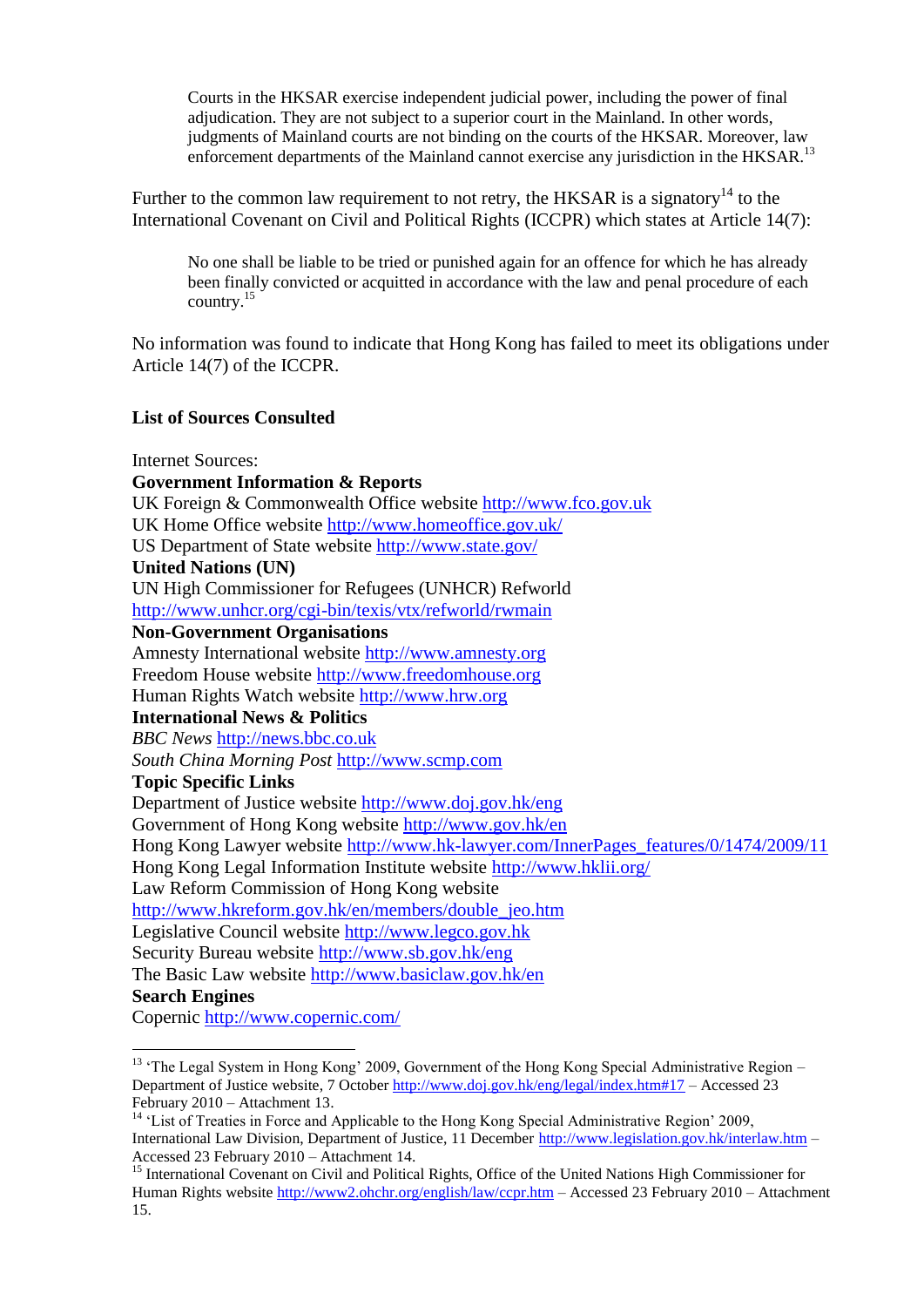> Courts in the HKSAR exercise independent judicial power, including the power of final adjudication. They are not subject to a superior court in the Mainland. In other words, judgments of Mainland courts are not binding on the courts of the HKSAR. Moreover, law enforcement departments of the Mainland cannot exercise any jurisdiction in the HKSAR.[13]

Further to the common law requirement to not retry, the HKSAR is a signatory[14] to the International Covenant on Civil and Political Rights (ICCPR) which states at Article 14(7):

> No one shall be liable to be tried or punished again for an offence for which he has already been finally convicted or acquitted in accordance with the law and penal procedure of each country.[15]

No information was found to indicate that Hong Kong has failed to meet its obligations under Article 14(7) of the ICCPR.

**List of Sources Consulted**

Internet Sources:

**Government Information & Reports**
UK Foreign & Commonwealth Office website http://www.fco.gov.uk
UK Home Office website http://www.homeoffice.gov.uk/
US Department of State website http://www.state.gov/

**United Nations (UN)**
UN High Commissioner for Refugees (UNHCR) Refworld
http://www.unhcr.org/cgi-bin/texis/vtx/refworld/rwmain

**Non-Government Organisations**
Amnesty International website http://www.amnesty.org
Freedom House website http://www.freedomhouse.org
Human Rights Watch website http://www.hrw.org

**International News & Politics**
*BBC News* http://news.bbc.co.uk
*South China Morning Post* http://www.scmp.com

**Topic Specific Links**
Department of Justice website http://www.doj.gov.hk/eng
Government of Hong Kong website http://www.gov.hk/en
Hong Kong Lawyer website http://www.hk-lawyer.com/InnerPages_features/0/1474/2009/11
Hong Kong Legal Information Institute website http://www.hklii.org/
Law Reform Commission of Hong Kong website
http://www.hkreform.gov.hk/en/members/double_jeo.htm
Legislative Council website http://www.legco.gov.hk
Security Bureau website http://www.sb.gov.hk/eng
The Basic Law website http://www.basiclaw.gov.hk/en

**Search Engines**
Copernic http://www.copernic.com/

---

[13] 'The Legal System in Hong Kong' 2009, Government of the Hong Kong Special Administrative Region – Department of Justice website, 7 October http://www.doj.gov.hk/eng/legal/index.htm#17 – Accessed 23 February 2010 – Attachment 13.

[14] 'List of Treaties in Force and Applicable to the Hong Kong Special Administrative Region' 2009, International Law Division, Department of Justice, 11 December http://www.legislation.gov.hk/interlaw.htm – Accessed 23 February 2010 – Attachment 14.

[15] International Covenant on Civil and Political Rights, Office of the United Nations High Commissioner for Human Rights website http://www2.ohchr.org/english/law/ccpr.htm – Accessed 23 February 2010 – Attachment 15.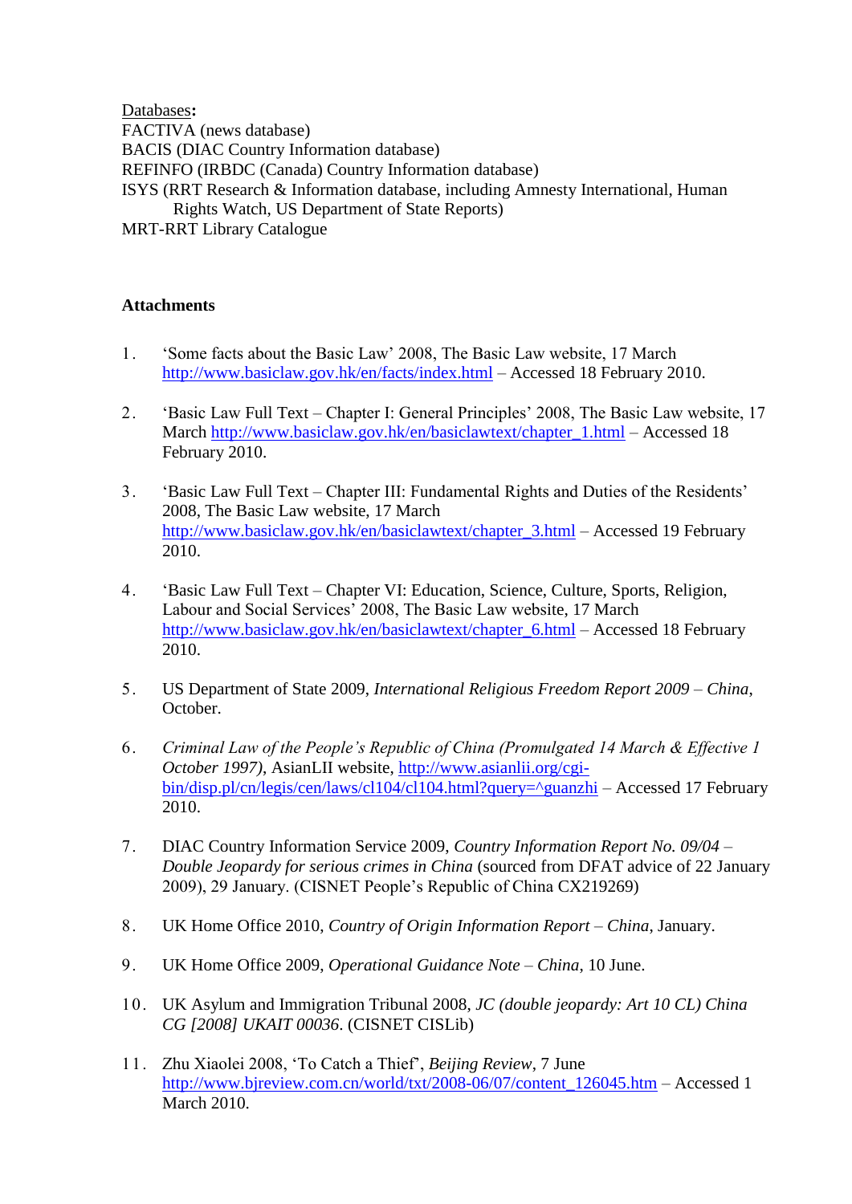Databases**:**
FACTIVA (news database)
BACIS (DIAC Country Information database)
REFINFO (IRBDC (Canada) Country Information database)
ISYS (RRT Research & Information database, including Amnesty International, Human Rights Watch, US Department of State Reports)
MRT-RRT Library Catalogue

**Attachments**

1. 'Some facts about the Basic Law' 2008, The Basic Law website, 17 March http://www.basiclaw.gov.hk/en/facts/index.html – Accessed 18 February 2010.

2. 'Basic Law Full Text – Chapter I: General Principles' 2008, The Basic Law website, 17 March http://www.basiclaw.gov.hk/en/basiclawtext/chapter_1.html – Accessed 18 February 2010.

3. 'Basic Law Full Text – Chapter III: Fundamental Rights and Duties of the Residents' 2008, The Basic Law website, 17 March http://www.basiclaw.gov.hk/en/basiclawtext/chapter_3.html – Accessed 19 February 2010.

4. 'Basic Law Full Text – Chapter VI: Education, Science, Culture, Sports, Religion, Labour and Social Services' 2008, The Basic Law website, 17 March http://www.basiclaw.gov.hk/en/basiclawtext/chapter_6.html – Accessed 18 February 2010.

5. US Department of State 2009, *International Religious Freedom Report 2009 – China*, October.

6. *Criminal Law of the People's Republic of China (Promulgated 14 March & Effective 1 October 1997)*, AsianLII website, http://www.asianlii.org/cgi-bin/disp.pl/cn/legis/cen/laws/cl104/cl104.html?query=^guanzhi – Accessed 17 February 2010.

7. DIAC Country Information Service 2009, *Country Information Report No. 09/04 – Double Jeopardy for serious crimes in China* (sourced from DFAT advice of 22 January 2009), 29 January. (CISNET People's Republic of China CX219269)

8. UK Home Office 2010, *Country of Origin Information Report – China*, January.

9. UK Home Office 2009, *Operational Guidance Note – China*, 10 June.

10. UK Asylum and Immigration Tribunal 2008, *JC (double jeopardy: Art 10 CL) China CG [2008] UKAIT 00036*. (CISNET CISLib)

11. Zhu Xiaolei 2008, 'To Catch a Thief', *Beijing Review*, 7 June http://www.bjreview.com.cn/world/txt/2008-06/07/content_126045.htm – Accessed 1 March 2010.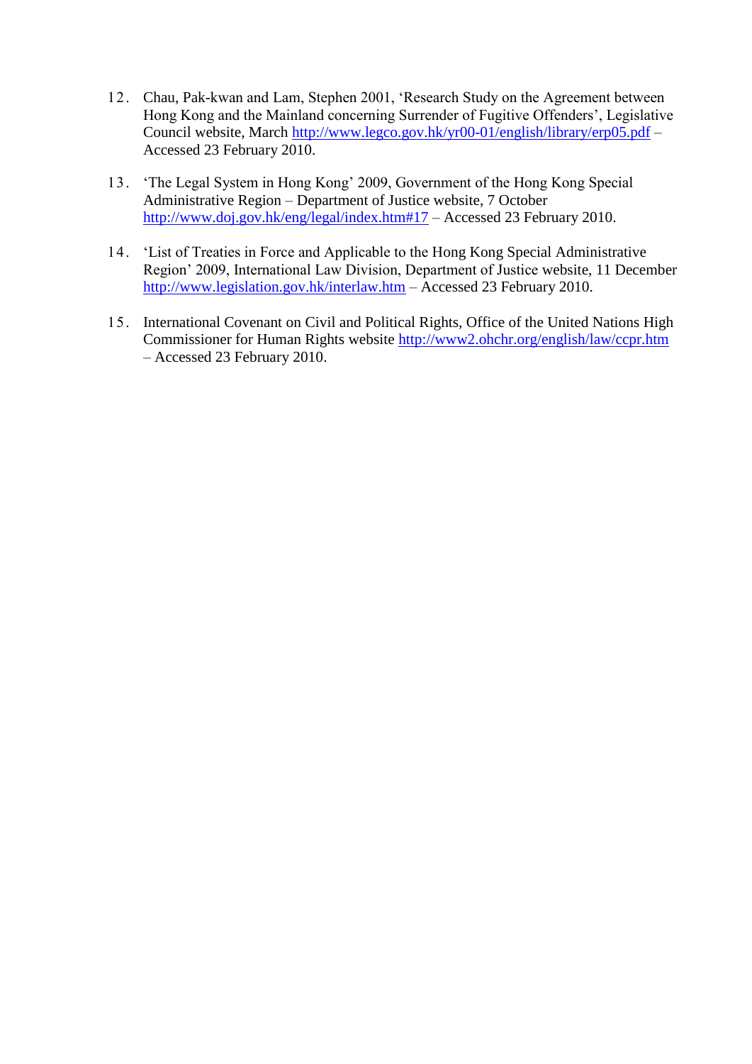12. Chau, Pak-kwan and Lam, Stephen 2001, 'Research Study on the Agreement between Hong Kong and the Mainland concerning Surrender of Fugitive Offenders', Legislative Council website, March http://www.legco.gov.hk/yr00-01/english/library/erp05.pdf – Accessed 23 February 2010.

13. 'The Legal System in Hong Kong' 2009, Government of the Hong Kong Special Administrative Region – Department of Justice website, 7 October http://www.doj.gov.hk/eng/legal/index.htm#17 – Accessed 23 February 2010.

14. 'List of Treaties in Force and Applicable to the Hong Kong Special Administrative Region' 2009, International Law Division, Department of Justice website, 11 December http://www.legislation.gov.hk/interlaw.htm – Accessed 23 February 2010.

15. International Covenant on Civil and Political Rights, Office of the United Nations High Commissioner for Human Rights website http://www2.ohchr.org/english/law/ccpr.htm – Accessed 23 February 2010.